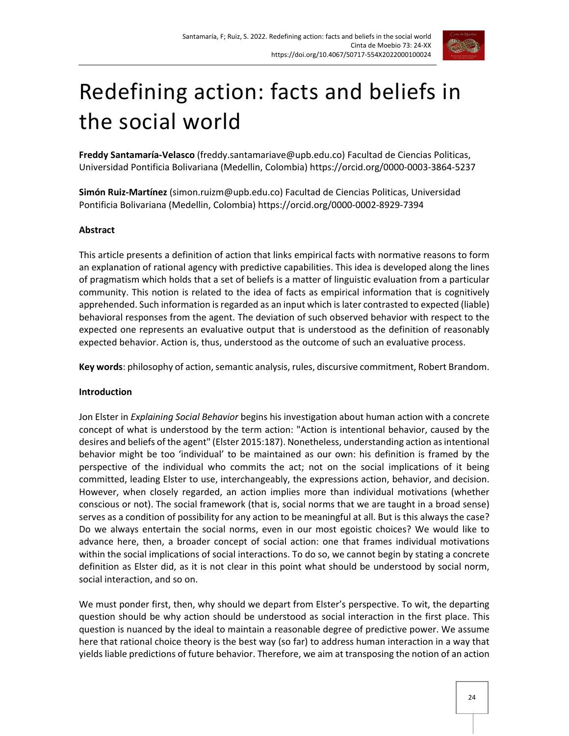# Redefining action: facts and beliefs in the social world

**Freddy Santamaría-Velasco** (freddy.santamariave@upb.edu.co) Facultad de Ciencias Politicas, Universidad Pontificia Bolivariana (Medellin, Colombia) https://orcid.org/0000-0003-3864-5237

**Simón Ruiz-Martínez** (simon.ruizm@upb.edu.co) Facultad de Ciencias Politicas, Universidad Pontificia Bolivariana (Medellin, Colombia) https://orcid.org/0000-0002-8929-7394

**Abstract**

This article presents a definition of action that links empirical facts with normative reasons to form an explanation of rational agency with predictive capabilities. This idea is developed along the lines of pragmatism which holds that a set of beliefs is a matter of linguistic evaluation from a particular community. This notion is related to the idea of facts as empirical information that is cognitively apprehended. Such information is regarded as an input which is later contrasted to expected (liable) behavioral responses from the agent. The deviation of such observed behavior with respect to the expected one represents an evaluative output that is understood as the definition of reasonably expected behavior. Action is, thus, understood as the outcome of such an evaluative process.

**Key words**: philosophy of action, semantic analysis, rules, discursive commitment, Robert Brandom.

**Introduction**

Jon Elster in *Explaining Social Behavior* begins his investigation about human action with a concrete concept of what is understood by the term action: "Action is intentional behavior, caused by the desires and beliefs of the agent" (Elster 2015:187). Nonetheless, understanding action as intentional behavior might be too 'individual' to be maintained as our own: his definition is framed by the perspective of the individual who commits the act; not on the social implications of it being committed, leading Elster to use, interchangeably, the expressions action, behavior, and decision. However, when closely regarded, an action implies more than individual motivations (whether conscious or not). The social framework (that is, social norms that we are taught in a broad sense) serves as a condition of possibility for any action to be meaningful at all. But is this always the case? Do we always entertain the social norms, even in our most egoistic choices? We would like to advance here, then, a broader concept of social action: one that frames individual motivations within the social implications of social interactions. To do so, we cannot begin by stating a concrete definition as Elster did, as it is not clear in this point what should be understood by social norm, social interaction, and so on.

We must ponder first, then, why should we depart from Elster's perspective. To wit, the departing question should be why action should be understood as social interaction in the first place. This question is nuanced by the ideal to maintain a reasonable degree of predictive power. We assume here that rational choice theory is the best way (so far) to address human interaction in a way that yields liable predictions of future behavior. Therefore, we aim at transposing the notion of an action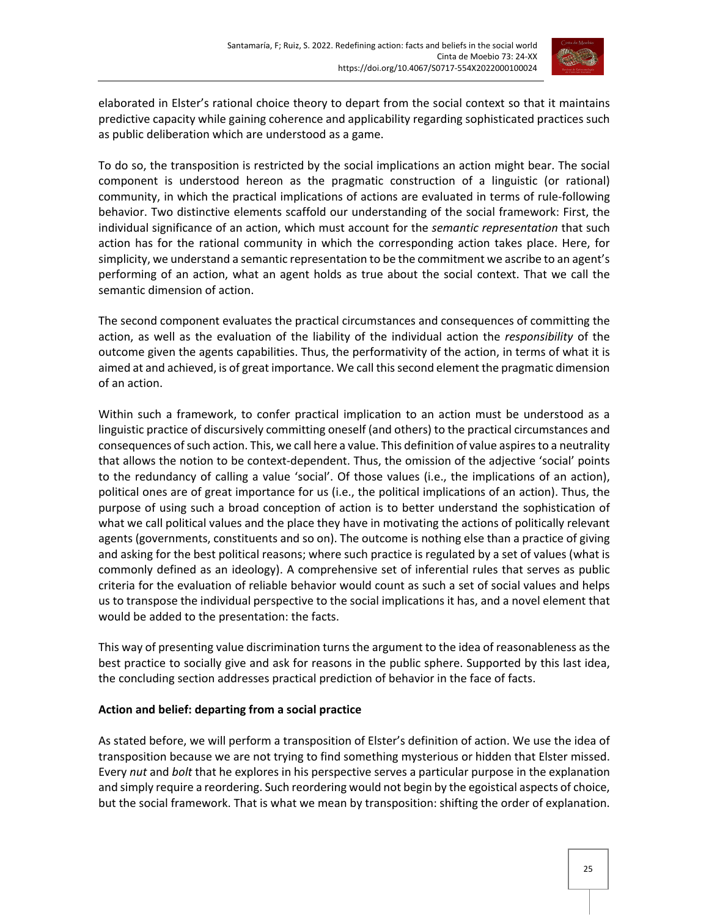elaborated in Elster's rational choice theory to depart from the social context so that it maintains predictive capacity while gaining coherence and applicability regarding sophisticated practices such as public deliberation which are understood as a game.

To do so, the transposition is restricted by the social implications an action might bear. The social component is understood hereon as the pragmatic construction of a linguistic (or rational) community, in which the practical implications of actions are evaluated in terms of rule-following behavior. Two distinctive elements scaffold our understanding of the social framework: First, the individual significance of an action, which must account for the *semantic representation* that such action has for the rational community in which the corresponding action takes place. Here, for simplicity, we understand a semantic representation to be the commitment we ascribe to an agent's performing of an action, what an agent holds as true about the social context. That we call the semantic dimension of action.

The second component evaluates the practical circumstances and consequences of committing the action, as well as the evaluation of the liability of the individual action the *responsibility* of the outcome given the agents capabilities. Thus, the performativity of the action, in terms of what it is aimed at and achieved, is of great importance. We call this second element the pragmatic dimension of an action.

Within such a framework, to confer practical implication to an action must be understood as a linguistic practice of discursively committing oneself (and others) to the practical circumstances and consequences of such action. This, we call here a value. This definition of value aspires to a neutrality that allows the notion to be context-dependent. Thus, the omission of the adjective 'social' points to the redundancy of calling a value 'social'. Of those values (i.e., the implications of an action), political ones are of great importance for us (i.e., the political implications of an action). Thus, the purpose of using such a broad conception of action is to better understand the sophistication of what we call political values and the place they have in motivating the actions of politically relevant agents (governments, constituents and so on). The outcome is nothing else than a practice of giving and asking for the best political reasons; where such practice is regulated by a set of values (what is commonly defined as an ideology). A comprehensive set of inferential rules that serves as public criteria for the evaluation of reliable behavior would count as such a set of social values and helps us to transpose the individual perspective to the social implications it has, and a novel element that would be added to the presentation: the facts.

This way of presenting value discrimination turns the argument to the idea of reasonableness as the best practice to socially give and ask for reasons in the public sphere. Supported by this last idea, the concluding section addresses practical prediction of behavior in the face of facts.

## Action and belief: departing from a social practice

As stated before, we will perform a transposition of Elster's definition of action. We use the idea of transposition because we are not trying to find something mysterious or hidden that Elster missed. Every *nut* and *bolt* that he explores in his perspective serves a particular purpose in the explanation and simply require a reordering. Such reordering would not begin by the egoistical aspects of choice, but the social framework. That is what we mean by transposition: shifting the order of explanation.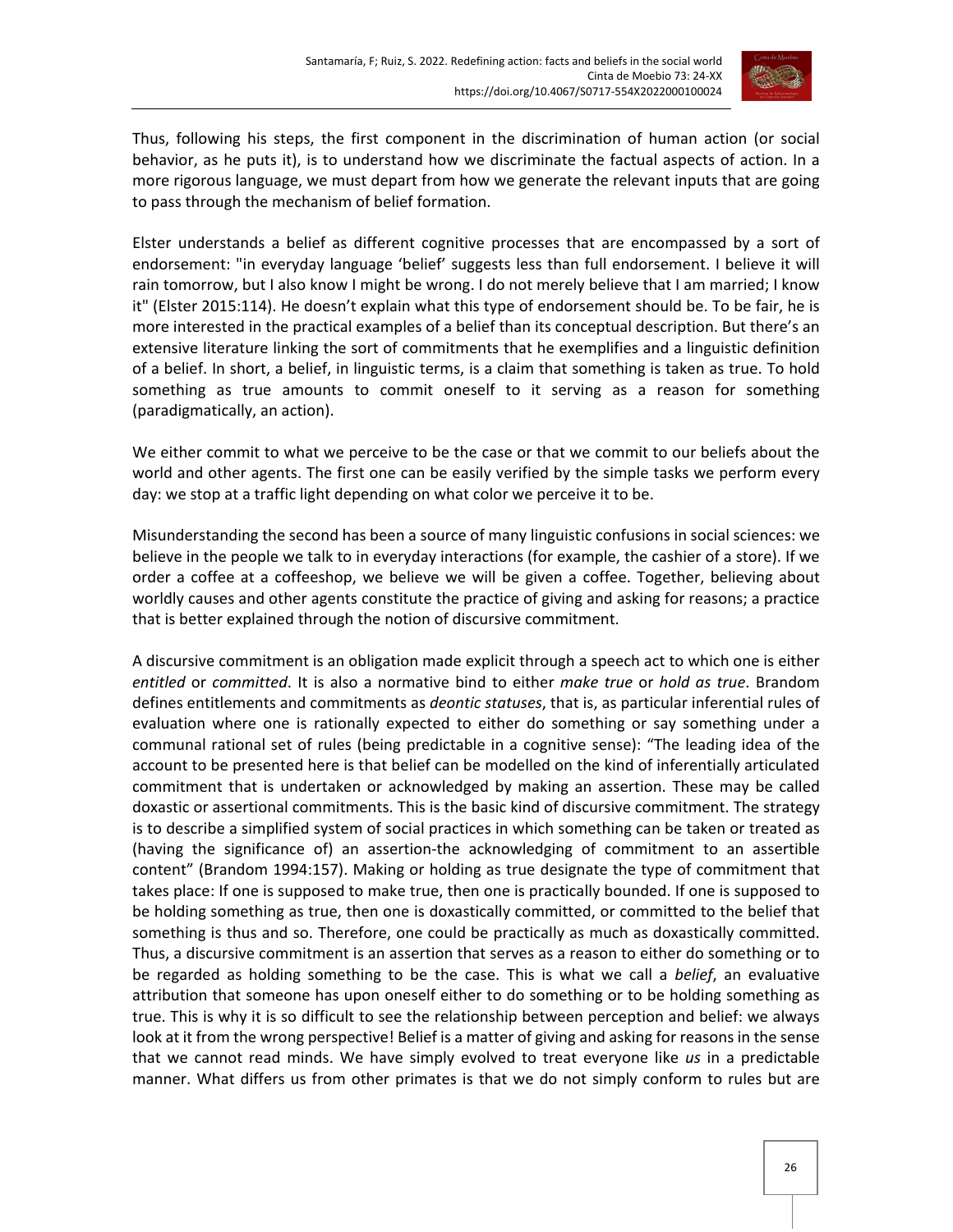Thus, following his steps, the first component in the discrimination of human action (or social behavior, as he puts it), is to understand how we discriminate the factual aspects of action. In a more rigorous language, we must depart from how we generate the relevant inputs that are going to pass through the mechanism of belief formation.

Elster understands a belief as different cognitive processes that are encompassed by a sort of endorsement: "in everyday language 'belief' suggests less than full endorsement. I believe it will rain tomorrow, but I also know I might be wrong. I do not merely believe that I am married; I know it" (Elster 2015:114). He doesn't explain what this type of endorsement should be. To be fair, he is more interested in the practical examples of a belief than its conceptual description. But there's an extensive literature linking the sort of commitments that he exemplifies and a linguistic definition of a belief. In short, a belief, in linguistic terms, is a claim that something is taken as true. To hold something as true amounts to commit oneself to it serving as a reason for something (paradigmatically, an action).

We either commit to what we perceive to be the case or that we commit to our beliefs about the world and other agents. The first one can be easily verified by the simple tasks we perform every day: we stop at a traffic light depending on what color we perceive it to be.

Misunderstanding the second has been a source of many linguistic confusions in social sciences: we believe in the people we talk to in everyday interactions (for example, the cashier of a store). If we order a coffee at a coffeeshop, we believe we will be given a coffee. Together, believing about worldly causes and other agents constitute the practice of giving and asking for reasons; a practice that is better explained through the notion of discursive commitment.

A discursive commitment is an obligation made explicit through a speech act to which one is either *entitled* or *committed*. It is also a normative bind to either *make true* or *hold as true*. Brandom defines entitlements and commitments as *deontic statuses*, that is, as particular inferential rules of evaluation where one is rationally expected to either do something or say something under a communal rational set of rules (being predictable in a cognitive sense): "The leading idea of the account to be presented here is that belief can be modelled on the kind of inferentially articulated commitment that is undertaken or acknowledged by making an assertion. These may be called doxastic or assertional commitments. This is the basic kind of discursive commitment. The strategy is to describe a simplified system of social practices in which something can be taken or treated as (having the significance of) an assertion-the acknowledging of commitment to an assertible content" (Brandom 1994:157). Making or holding as true designate the type of commitment that takes place: If one is supposed to make true, then one is practically bounded. If one is supposed to be holding something as true, then one is doxastically committed, or committed to the belief that something is thus and so. Therefore, one could be practically as much as doxastically committed. Thus, a discursive commitment is an assertion that serves as a reason to either do something or to be regarded as holding something to be the case. This is what we call a *belief*, an evaluative attribution that someone has upon oneself either to do something or to be holding something as true. This is why it is so difficult to see the relationship between perception and belief: we always look at it from the wrong perspective! Belief is a matter of giving and asking for reasons in the sense that we cannot read minds. We have simply evolved to treat everyone like *us* in a predictable manner. What differs us from other primates is that we do not simply conform to rules but are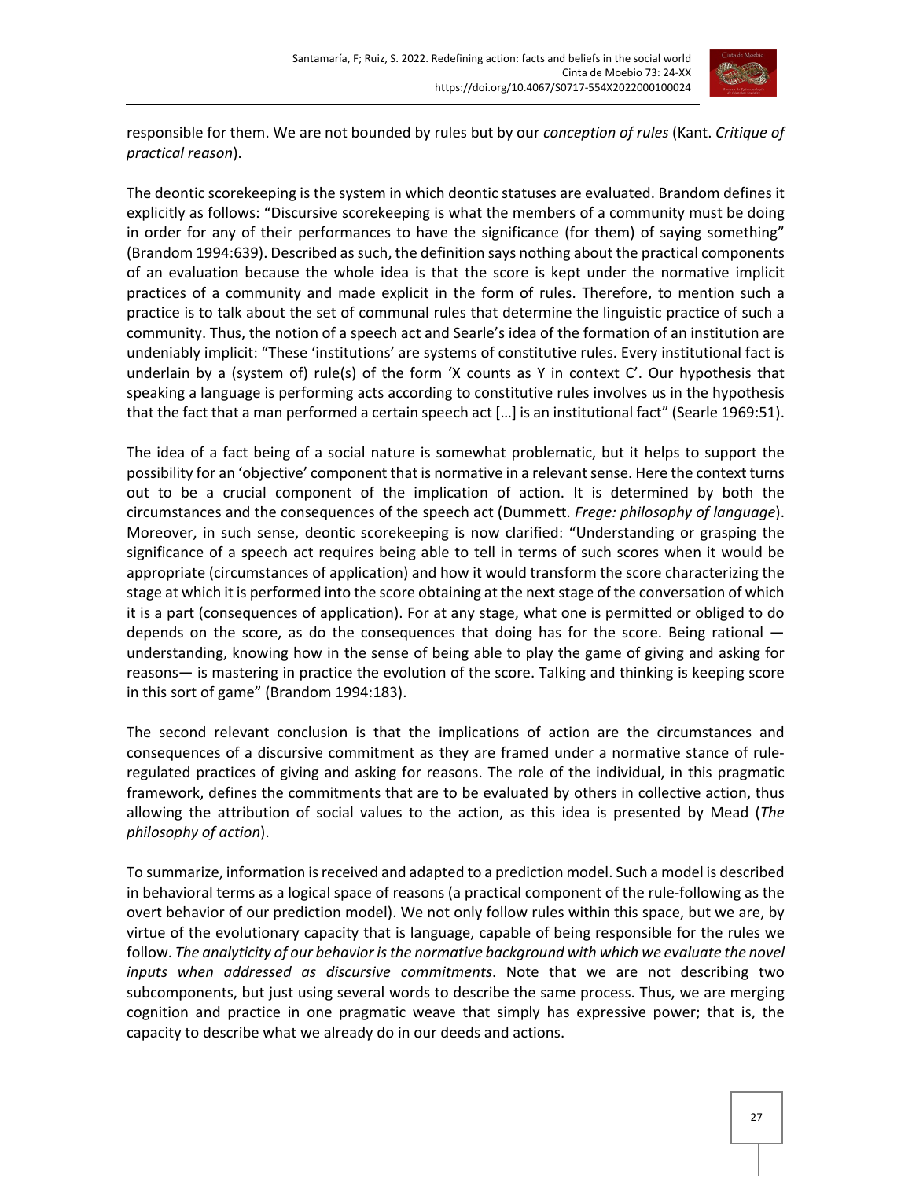responsible for them. We are not bounded by rules but by our *conception of rules* (Kant. *Critique of practical reason*).

The deontic scorekeeping is the system in which deontic statuses are evaluated. Brandom defines it explicitly as follows: “Discursive scorekeeping is what the members of a community must be doing in order for any of their performances to have the significance (for them) of saying something” (Brandom 1994:639). Described as such, the definition says nothing about the practical components of an evaluation because the whole idea is that the score is kept under the normative implicit practices of a community and made explicit in the form of rules. Therefore, to mention such a practice is to talk about the set of communal rules that determine the linguistic practice of such a community. Thus, the notion of a speech act and Searle’s idea of the formation of an institution are undeniably implicit: “These ‘institutions’ are systems of constitutive rules. Every institutional fact is underlain by a (system of) rule(s) of the form ‘X counts as Y in context C’. Our hypothesis that speaking a language is performing acts according to constitutive rules involves us in the hypothesis that the fact that a man performed a certain speech act […] is an institutional fact” (Searle 1969:51).

The idea of a fact being of a social nature is somewhat problematic, but it helps to support the possibility for an ‘objective’ component that is normative in a relevant sense. Here the context turns out to be a crucial component of the implication of action. It is determined by both the circumstances and the consequences of the speech act (Dummett. *Frege: philosophy of language*). Moreover, in such sense, deontic scorekeeping is now clarified: “Understanding or grasping the significance of a speech act requires being able to tell in terms of such scores when it would be appropriate (circumstances of application) and how it would transform the score characterizing the stage at which it is performed into the score obtaining at the next stage of the conversation of which it is a part (consequences of application). For at any stage, what one is permitted or obliged to do depends on the score, as do the consequences that doing has for the score. Being rational —understanding, knowing how in the sense of being able to play the game of giving and asking for reasons— is mastering in practice the evolution of the score. Talking and thinking is keeping score in this sort of game” (Brandom 1994:183).

The second relevant conclusion is that the implications of action are the circumstances and consequences of a discursive commitment as they are framed under a normative stance of rule-regulated practices of giving and asking for reasons. The role of the individual, in this pragmatic framework, defines the commitments that are to be evaluated by others in collective action, thus allowing the attribution of social values to the action, as this idea is presented by Mead (*The philosophy of action*).

To summarize, information is received and adapted to a prediction model. Such a model is described in behavioral terms as a logical space of reasons (a practical component of the rule-following as the overt behavior of our prediction model). We not only follow rules within this space, but we are, by virtue of the evolutionary capacity that is language, capable of being responsible for the rules we follow. *The analyticity of our behavior is the normative background with which we evaluate the novel inputs when addressed as discursive commitments*. Note that we are not describing two subcomponents, but just using several words to describe the same process. Thus, we are merging cognition and practice in one pragmatic weave that simply has expressive power; that is, the capacity to describe what we already do in our deeds and actions.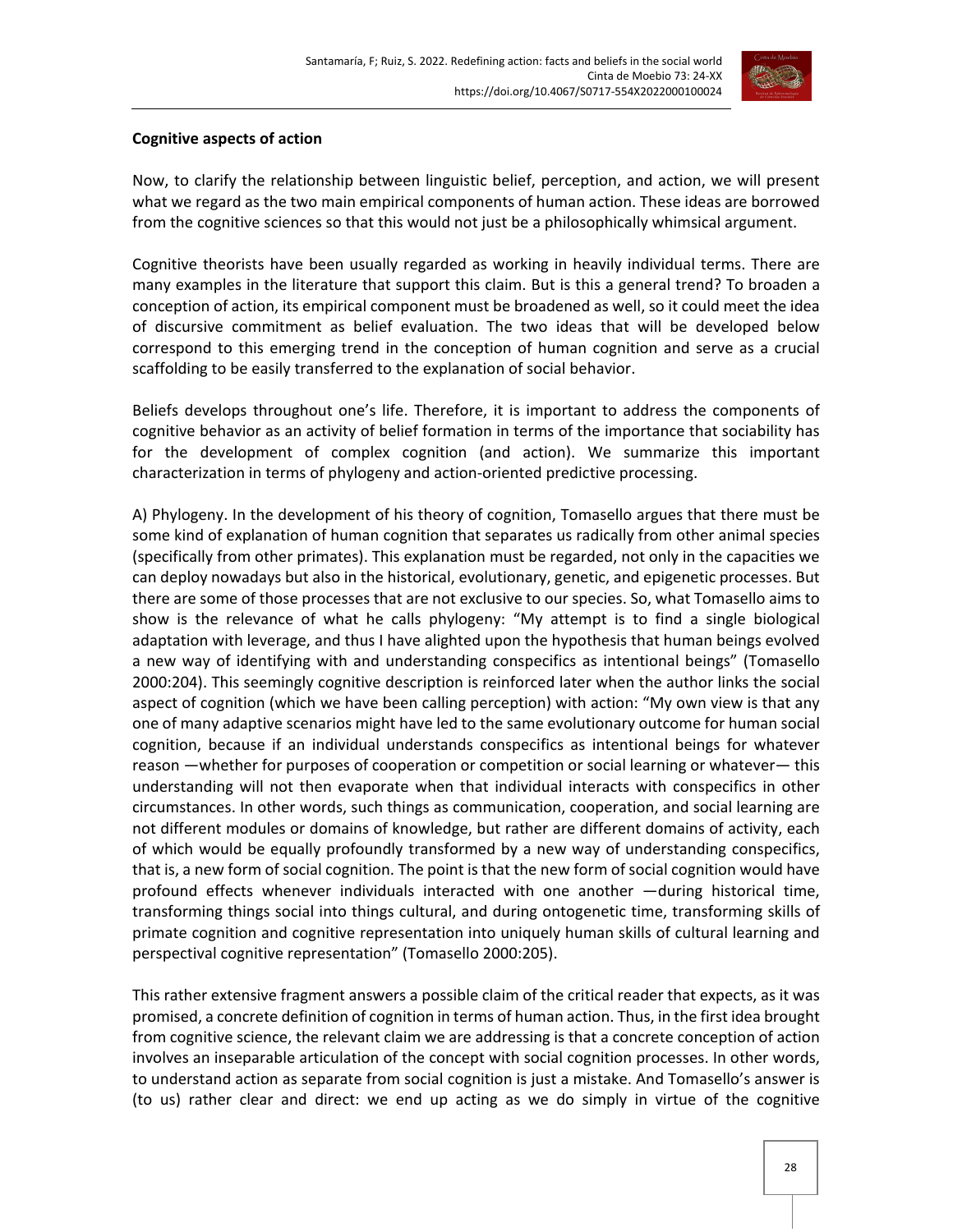**Cognitive aspects of action**

Now, to clarify the relationship between linguistic belief, perception, and action, we will present what we regard as the two main empirical components of human action. These ideas are borrowed from the cognitive sciences so that this would not just be a philosophically whimsical argument.

Cognitive theorists have been usually regarded as working in heavily individual terms. There are many examples in the literature that support this claim. But is this a general trend? To broaden a conception of action, its empirical component must be broadened as well, so it could meet the idea of discursive commitment as belief evaluation. The two ideas that will be developed below correspond to this emerging trend in the conception of human cognition and serve as a crucial scaffolding to be easily transferred to the explanation of social behavior.

Beliefs develops throughout one's life. Therefore, it is important to address the components of cognitive behavior as an activity of belief formation in terms of the importance that sociability has for the development of complex cognition (and action). We summarize this important characterization in terms of phylogeny and action-oriented predictive processing.

A) Phylogeny. In the development of his theory of cognition, Tomasello argues that there must be some kind of explanation of human cognition that separates us radically from other animal species (specifically from other primates). This explanation must be regarded, not only in the capacities we can deploy nowadays but also in the historical, evolutionary, genetic, and epigenetic processes. But there are some of those processes that are not exclusive to our species. So, what Tomasello aims to show is the relevance of what he calls phylogeny: "My attempt is to find a single biological adaptation with leverage, and thus I have alighted upon the hypothesis that human beings evolved a new way of identifying with and understanding conspecifics as intentional beings" (Tomasello 2000:204). This seemingly cognitive description is reinforced later when the author links the social aspect of cognition (which we have been calling perception) with action: "My own view is that any one of many adaptive scenarios might have led to the same evolutionary outcome for human social cognition, because if an individual understands conspecifics as intentional beings for whatever reason —whether for purposes of cooperation or competition or social learning or whatever— this understanding will not then evaporate when that individual interacts with conspecifics in other circumstances. In other words, such things as communication, cooperation, and social learning are not different modules or domains of knowledge, but rather are different domains of activity, each of which would be equally profoundly transformed by a new way of understanding conspecifics, that is, a new form of social cognition. The point is that the new form of social cognition would have profound effects whenever individuals interacted with one another —during historical time, transforming things social into things cultural, and during ontogenetic time, transforming skills of primate cognition and cognitive representation into uniquely human skills of cultural learning and perspectival cognitive representation" (Tomasello 2000:205).

This rather extensive fragment answers a possible claim of the critical reader that expects, as it was promised, a concrete definition of cognition in terms of human action. Thus, in the first idea brought from cognitive science, the relevant claim we are addressing is that a concrete conception of action involves an inseparable articulation of the concept with social cognition processes. In other words, to understand action as separate from social cognition is just a mistake. And Tomasello's answer is (to us) rather clear and direct: we end up acting as we do simply in virtue of the cognitive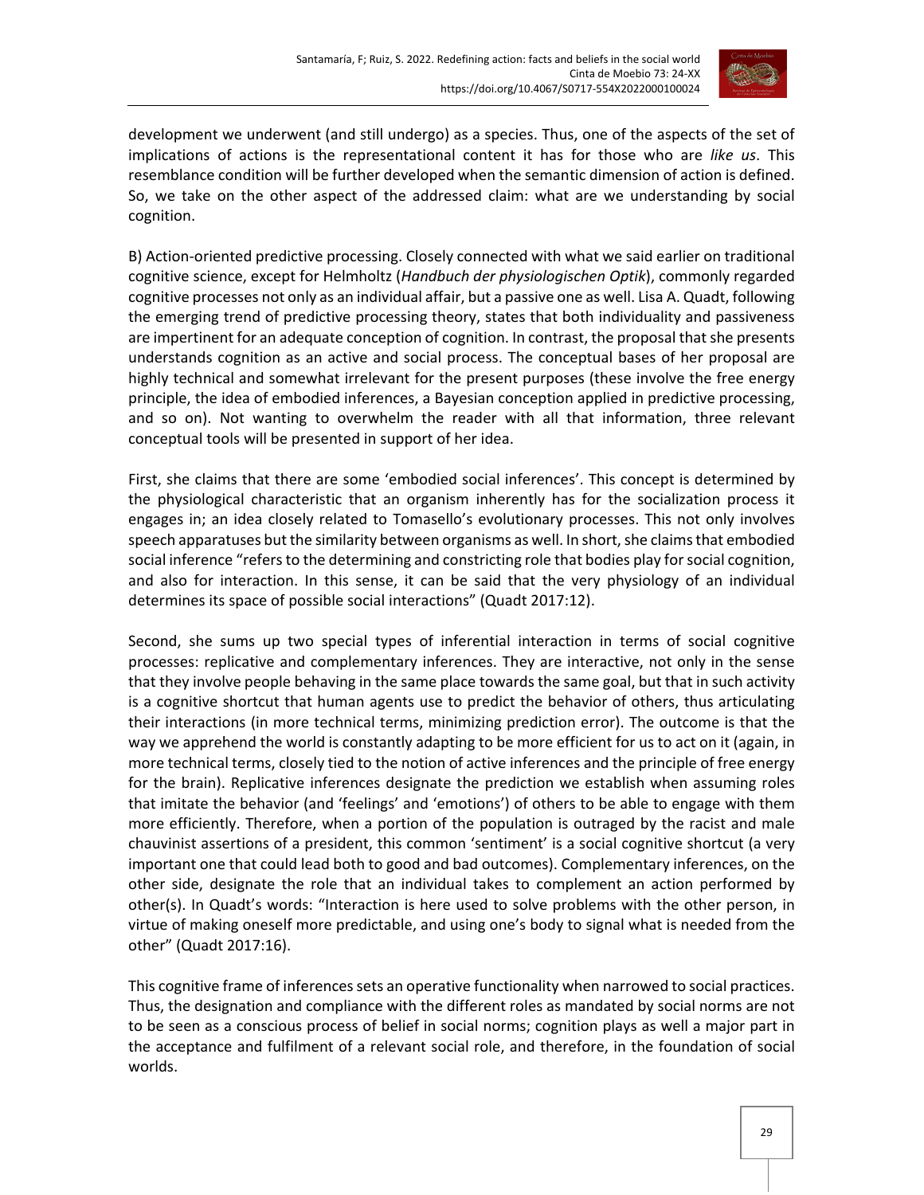development we underwent (and still undergo) as a species. Thus, one of the aspects of the set of implications of actions is the representational content it has for those who are *like us*. This resemblance condition will be further developed when the semantic dimension of action is defined. So, we take on the other aspect of the addressed claim: what are we understanding by social cognition.

B) Action-oriented predictive processing. Closely connected with what we said earlier on traditional cognitive science, except for Helmholtz (*Handbuch der physiologischen Optik*), commonly regarded cognitive processes not only as an individual affair, but a passive one as well. Lisa A. Quadt, following the emerging trend of predictive processing theory, states that both individuality and passiveness are impertinent for an adequate conception of cognition. In contrast, the proposal that she presents understands cognition as an active and social process. The conceptual bases of her proposal are highly technical and somewhat irrelevant for the present purposes (these involve the free energy principle, the idea of embodied inferences, a Bayesian conception applied in predictive processing, and so on). Not wanting to overwhelm the reader with all that information, three relevant conceptual tools will be presented in support of her idea.

First, she claims that there are some 'embodied social inferences'. This concept is determined by the physiological characteristic that an organism inherently has for the socialization process it engages in; an idea closely related to Tomasello's evolutionary processes. This not only involves speech apparatuses but the similarity between organisms as well. In short, she claims that embodied social inference "refers to the determining and constricting role that bodies play for social cognition, and also for interaction. In this sense, it can be said that the very physiology of an individual determines its space of possible social interactions" (Quadt 2017:12).

Second, she sums up two special types of inferential interaction in terms of social cognitive processes: replicative and complementary inferences. They are interactive, not only in the sense that they involve people behaving in the same place towards the same goal, but that in such activity is a cognitive shortcut that human agents use to predict the behavior of others, thus articulating their interactions (in more technical terms, minimizing prediction error). The outcome is that the way we apprehend the world is constantly adapting to be more efficient for us to act on it (again, in more technical terms, closely tied to the notion of active inferences and the principle of free energy for the brain). Replicative inferences designate the prediction we establish when assuming roles that imitate the behavior (and 'feelings' and 'emotions') of others to be able to engage with them more efficiently. Therefore, when a portion of the population is outraged by the racist and male chauvinist assertions of a president, this common 'sentiment' is a social cognitive shortcut (a very important one that could lead both to good and bad outcomes). Complementary inferences, on the other side, designate the role that an individual takes to complement an action performed by other(s). In Quadt's words: "Interaction is here used to solve problems with the other person, in virtue of making oneself more predictable, and using one's body to signal what is needed from the other" (Quadt 2017:16).

This cognitive frame of inferences sets an operative functionality when narrowed to social practices. Thus, the designation and compliance with the different roles as mandated by social norms are not to be seen as a conscious process of belief in social norms; cognition plays as well a major part in the acceptance and fulfilment of a relevant social role, and therefore, in the foundation of social worlds.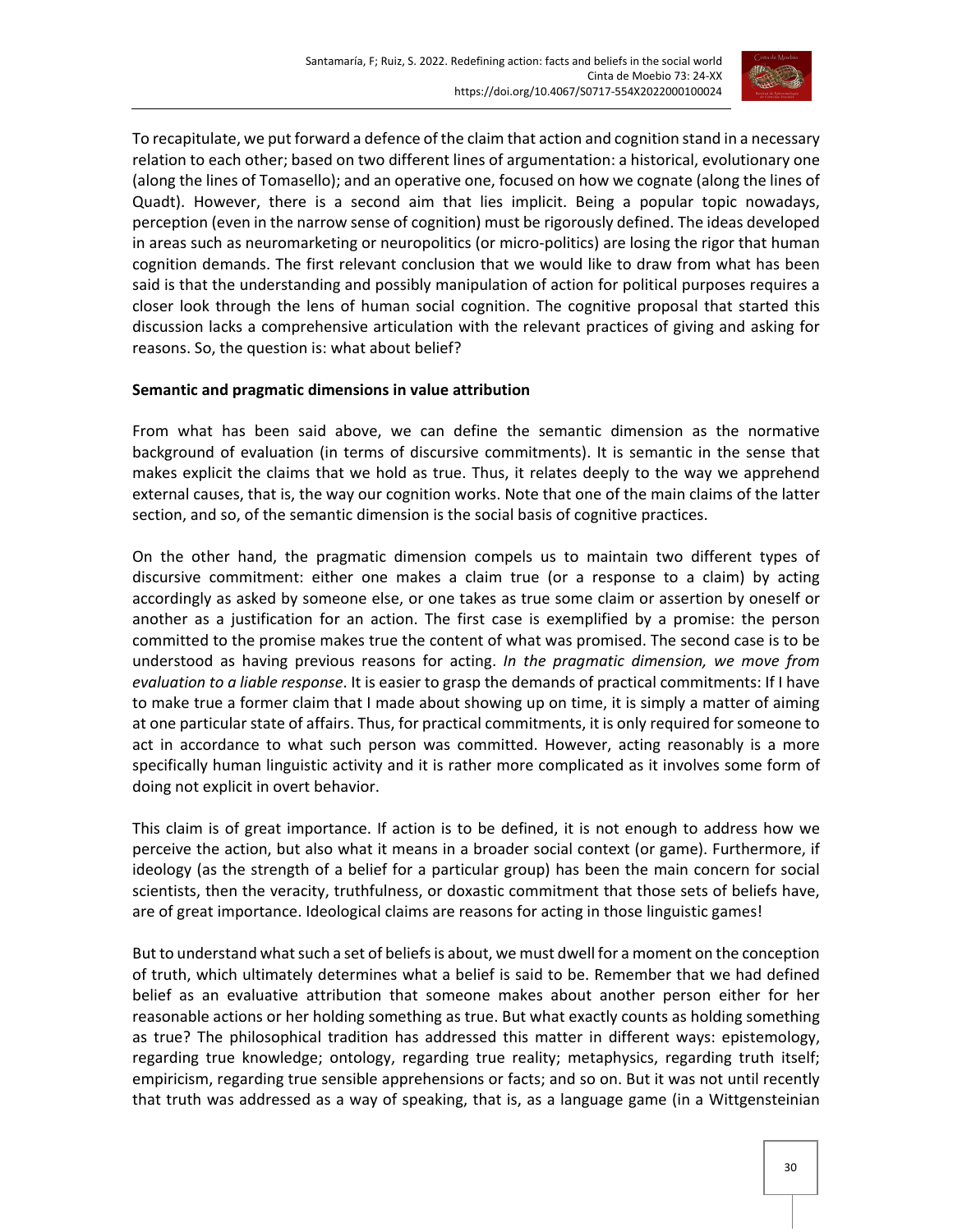To recapitulate, we put forward a defence of the claim that action and cognition stand in a necessary relation to each other; based on two different lines of argumentation: a historical, evolutionary one (along the lines of Tomasello); and an operative one, focused on how we cognate (along the lines of Quadt). However, there is a second aim that lies implicit. Being a popular topic nowadays, perception (even in the narrow sense of cognition) must be rigorously defined. The ideas developed in areas such as neuromarketing or neuropolitics (or micro-politics) are losing the rigor that human cognition demands. The first relevant conclusion that we would like to draw from what has been said is that the understanding and possibly manipulation of action for political purposes requires a closer look through the lens of human social cognition. The cognitive proposal that started this discussion lacks a comprehensive articulation with the relevant practices of giving and asking for reasons. So, the question is: what about belief?

**Semantic and pragmatic dimensions in value attribution**

From what has been said above, we can define the semantic dimension as the normative background of evaluation (in terms of discursive commitments). It is semantic in the sense that makes explicit the claims that we hold as true. Thus, it relates deeply to the way we apprehend external causes, that is, the way our cognition works. Note that one of the main claims of the latter section, and so, of the semantic dimension is the social basis of cognitive practices.

On the other hand, the pragmatic dimension compels us to maintain two different types of discursive commitment: either one makes a claim true (or a response to a claim) by acting accordingly as asked by someone else, or one takes as true some claim or assertion by oneself or another as a justification for an action. The first case is exemplified by a promise: the person committed to the promise makes true the content of what was promised. The second case is to be understood as having previous reasons for acting. *In the pragmatic dimension, we move from evaluation to a liable response*. It is easier to grasp the demands of practical commitments: If I have to make true a former claim that I made about showing up on time, it is simply a matter of aiming at one particular state of affairs. Thus, for practical commitments, it is only required for someone to act in accordance to what such person was committed. However, acting reasonably is a more specifically human linguistic activity and it is rather more complicated as it involves some form of doing not explicit in overt behavior.

This claim is of great importance. If action is to be defined, it is not enough to address how we perceive the action, but also what it means in a broader social context (or game). Furthermore, if ideology (as the strength of a belief for a particular group) has been the main concern for social scientists, then the veracity, truthfulness, or doxastic commitment that those sets of beliefs have, are of great importance. Ideological claims are reasons for acting in those linguistic games!

But to understand what such a set of beliefs is about, we must dwell for a moment on the conception of truth, which ultimately determines what a belief is said to be. Remember that we had defined belief as an evaluative attribution that someone makes about another person either for her reasonable actions or her holding something as true. But what exactly counts as holding something as true? The philosophical tradition has addressed this matter in different ways: epistemology, regarding true knowledge; ontology, regarding true reality; metaphysics, regarding truth itself; empiricism, regarding true sensible apprehensions or facts; and so on. But it was not until recently that truth was addressed as a way of speaking, that is, as a language game (in a Wittgensteinian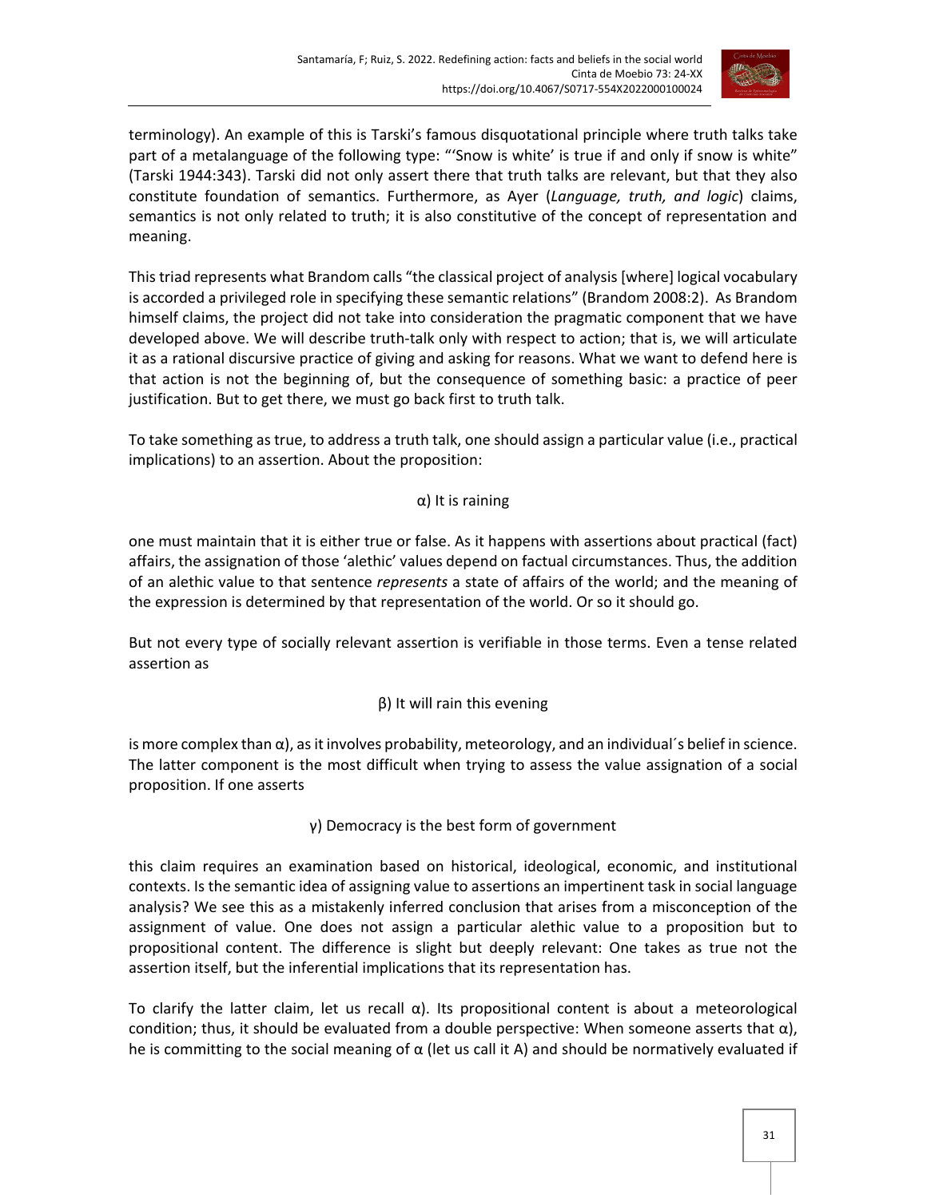terminology). An example of this is Tarski's famous disquotational principle where truth talks take part of a metalanguage of the following type: "'Snow is white' is true if and only if snow is white" (Tarski 1944:343). Tarski did not only assert there that truth talks are relevant, but that they also constitute foundation of semantics. Furthermore, as Ayer (*Language, truth, and logic*) claims, semantics is not only related to truth; it is also constitutive of the concept of representation and meaning.

This triad represents what Brandom calls "the classical project of analysis [where] logical vocabulary is accorded a privileged role in specifying these semantic relations" (Brandom 2008:2). As Brandom himself claims, the project did not take into consideration the pragmatic component that we have developed above. We will describe truth-talk only with respect to action; that is, we will articulate it as a rational discursive practice of giving and asking for reasons. What we want to defend here is that action is not the beginning of, but the consequence of something basic: a practice of peer justification. But to get there, we must go back first to truth talk.

To take something as true, to address a truth talk, one should assign a particular value (i.e., practical implications) to an assertion. About the proposition:

α) It is raining

one must maintain that it is either true or false. As it happens with assertions about practical (fact) affairs, the assignation of those 'alethic' values depend on factual circumstances. Thus, the addition of an alethic value to that sentence *represents* a state of affairs of the world; and the meaning of the expression is determined by that representation of the world. Or so it should go.

But not every type of socially relevant assertion is verifiable in those terms. Even a tense related assertion as

β) It will rain this evening

is more complex than α), as it involves probability, meteorology, and an individual´s belief in science. The latter component is the most difficult when trying to assess the value assignation of a social proposition. If one asserts

γ) Democracy is the best form of government

this claim requires an examination based on historical, ideological, economic, and institutional contexts. Is the semantic idea of assigning value to assertions an impertinent task in social language analysis? We see this as a mistakenly inferred conclusion that arises from a misconception of the assignment of value. One does not assign a particular alethic value to a proposition but to propositional content. The difference is slight but deeply relevant: One takes as true not the assertion itself, but the inferential implications that its representation has.

To clarify the latter claim, let us recall α). Its propositional content is about a meteorological condition; thus, it should be evaluated from a double perspective: When someone asserts that α), he is committing to the social meaning of α (let us call it A) and should be normatively evaluated if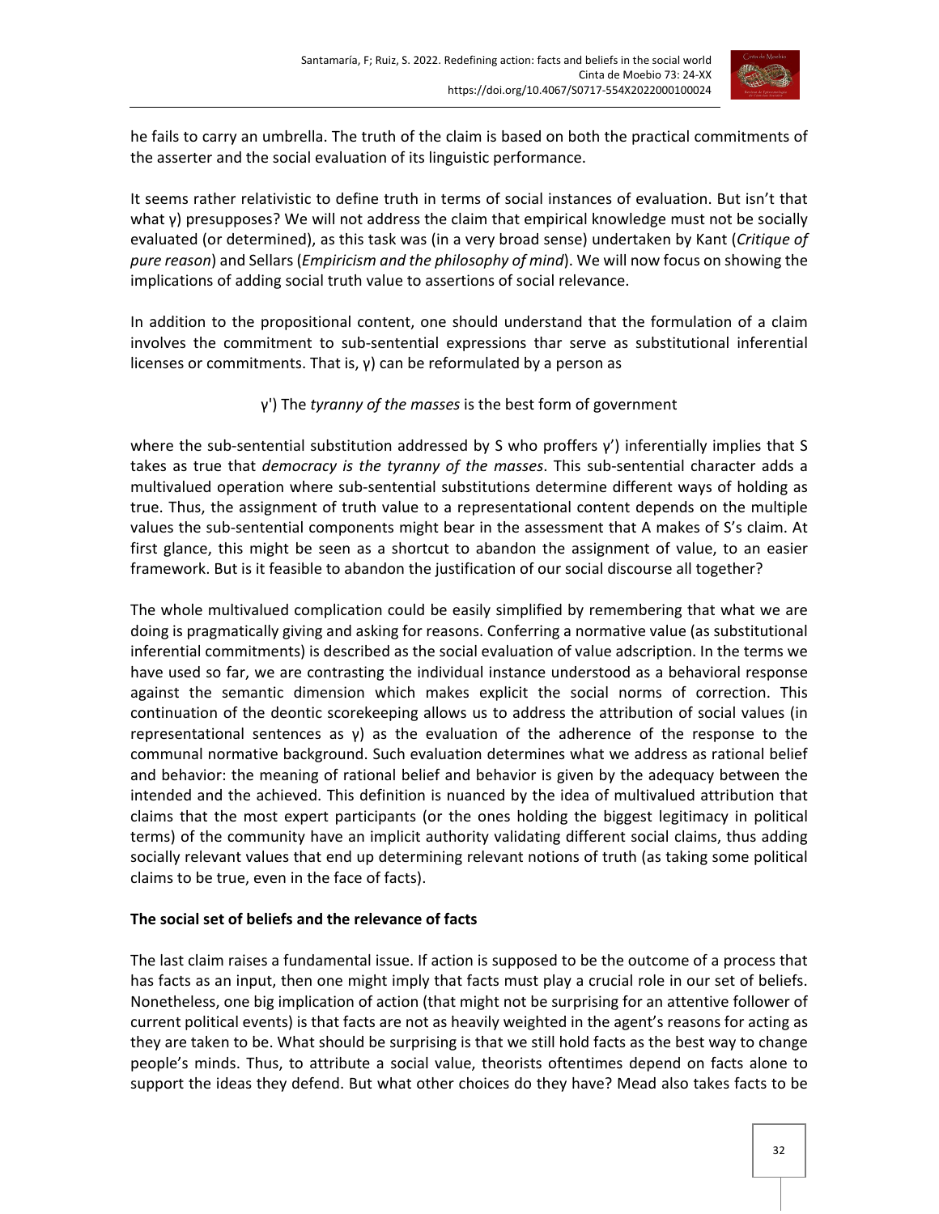he fails to carry an umbrella. The truth of the claim is based on both the practical commitments of the asserter and the social evaluation of its linguistic performance.

It seems rather relativistic to define truth in terms of social instances of evaluation. But isn't that what γ) presupposes? We will not address the claim that empirical knowledge must not be socially evaluated (or determined), as this task was (in a very broad sense) undertaken by Kant (*Critique of pure reason*) and Sellars (*Empiricism and the philosophy of mind*). We will now focus on showing the implications of adding social truth value to assertions of social relevance.

In addition to the propositional content, one should understand that the formulation of a claim involves the commitment to sub-sentential expressions thar serve as substitutional inferential licenses or commitments. That is, γ) can be reformulated by a person as

γ') The *tyranny of the masses* is the best form of government

where the sub-sentential substitution addressed by S who proffers γ') inferentially implies that S takes as true that *democracy is the tyranny of the masses*. This sub-sentential character adds a multivalued operation where sub-sentential substitutions determine different ways of holding as true. Thus, the assignment of truth value to a representational content depends on the multiple values the sub-sentential components might bear in the assessment that A makes of S's claim. At first glance, this might be seen as a shortcut to abandon the assignment of value, to an easier framework. But is it feasible to abandon the justification of our social discourse all together?

The whole multivalued complication could be easily simplified by remembering that what we are doing is pragmatically giving and asking for reasons. Conferring a normative value (as substitutional inferential commitments) is described as the social evaluation of value adscription. In the terms we have used so far, we are contrasting the individual instance understood as a behavioral response against the semantic dimension which makes explicit the social norms of correction. This continuation of the deontic scorekeeping allows us to address the attribution of social values (in representational sentences as γ) as the evaluation of the adherence of the response to the communal normative background. Such evaluation determines what we address as rational belief and behavior: the meaning of rational belief and behavior is given by the adequacy between the intended and the achieved. This definition is nuanced by the idea of multivalued attribution that claims that the most expert participants (or the ones holding the biggest legitimacy in political terms) of the community have an implicit authority validating different social claims, thus adding socially relevant values that end up determining relevant notions of truth (as taking some political claims to be true, even in the face of facts).

**The social set of beliefs and the relevance of facts**

The last claim raises a fundamental issue. If action is supposed to be the outcome of a process that has facts as an input, then one might imply that facts must play a crucial role in our set of beliefs. Nonetheless, one big implication of action (that might not be surprising for an attentive follower of current political events) is that facts are not as heavily weighted in the agent's reasons for acting as they are taken to be. What should be surprising is that we still hold facts as the best way to change people's minds. Thus, to attribute a social value, theorists oftentimes depend on facts alone to support the ideas they defend. But what other choices do they have? Mead also takes facts to be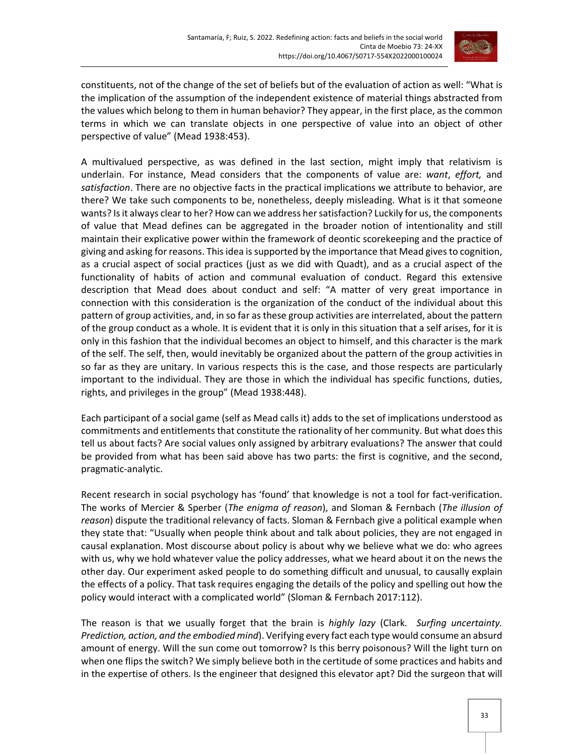constituents, not of the change of the set of beliefs but of the evaluation of action as well: "What is the implication of the assumption of the independent existence of material things abstracted from the values which belong to them in human behavior? They appear, in the first place, as the common terms in which we can translate objects in one perspective of value into an object of other perspective of value" (Mead 1938:453).

A multivalued perspective, as was defined in the last section, might imply that relativism is underlain. For instance, Mead considers that the components of value are: *want*, *effort,* and *satisfaction*. There are no objective facts in the practical implications we attribute to behavior, are there? We take such components to be, nonetheless, deeply misleading. What is it that someone wants? Is it always clear to her? How can we address her satisfaction? Luckily for us, the components of value that Mead defines can be aggregated in the broader notion of intentionality and still maintain their explicative power within the framework of deontic scorekeeping and the practice of giving and asking for reasons. This idea is supported by the importance that Mead gives to cognition, as a crucial aspect of social practices (just as we did with Quadt), and as a crucial aspect of the functionality of habits of action and communal evaluation of conduct. Regard this extensive description that Mead does about conduct and self: "A matter of very great importance in connection with this consideration is the organization of the conduct of the individual about this pattern of group activities, and, in so far as these group activities are interrelated, about the pattern of the group conduct as a whole. It is evident that it is only in this situation that a self arises, for it is only in this fashion that the individual becomes an object to himself, and this character is the mark of the self. The self, then, would inevitably be organized about the pattern of the group activities in so far as they are unitary. In various respects this is the case, and those respects are particularly important to the individual. They are those in which the individual has specific functions, duties, rights, and privileges in the group" (Mead 1938:448).

Each participant of a social game (self as Mead calls it) adds to the set of implications understood as commitments and entitlements that constitute the rationality of her community. But what does this tell us about facts? Are social values only assigned by arbitrary evaluations? The answer that could be provided from what has been said above has two parts: the first is cognitive, and the second, pragmatic-analytic.

Recent research in social psychology has 'found' that knowledge is not a tool for fact-verification. The works of Mercier & Sperber (*The enigma of reason*), and Sloman & Fernbach (*The illusion of reason*) dispute the traditional relevancy of facts. Sloman & Fernbach give a political example when they state that: "Usually when people think about and talk about policies, they are not engaged in causal explanation. Most discourse about policy is about why we believe what we do: who agrees with us, why we hold whatever value the policy addresses, what we heard about it on the news the other day. Our experiment asked people to do something difficult and unusual, to causally explain the effects of a policy. That task requires engaging the details of the policy and spelling out how the policy would interact with a complicated world" (Sloman & Fernbach 2017:112).

The reason is that we usually forget that the brain is *highly lazy* (Clark. *Surfing uncertainty. Prediction, action, and the embodied mind*). Verifying every fact each type would consume an absurd amount of energy. Will the sun come out tomorrow? Is this berry poisonous? Will the light turn on when one flips the switch? We simply believe both in the certitude of some practices and habits and in the expertise of others. Is the engineer that designed this elevator apt? Did the surgeon that will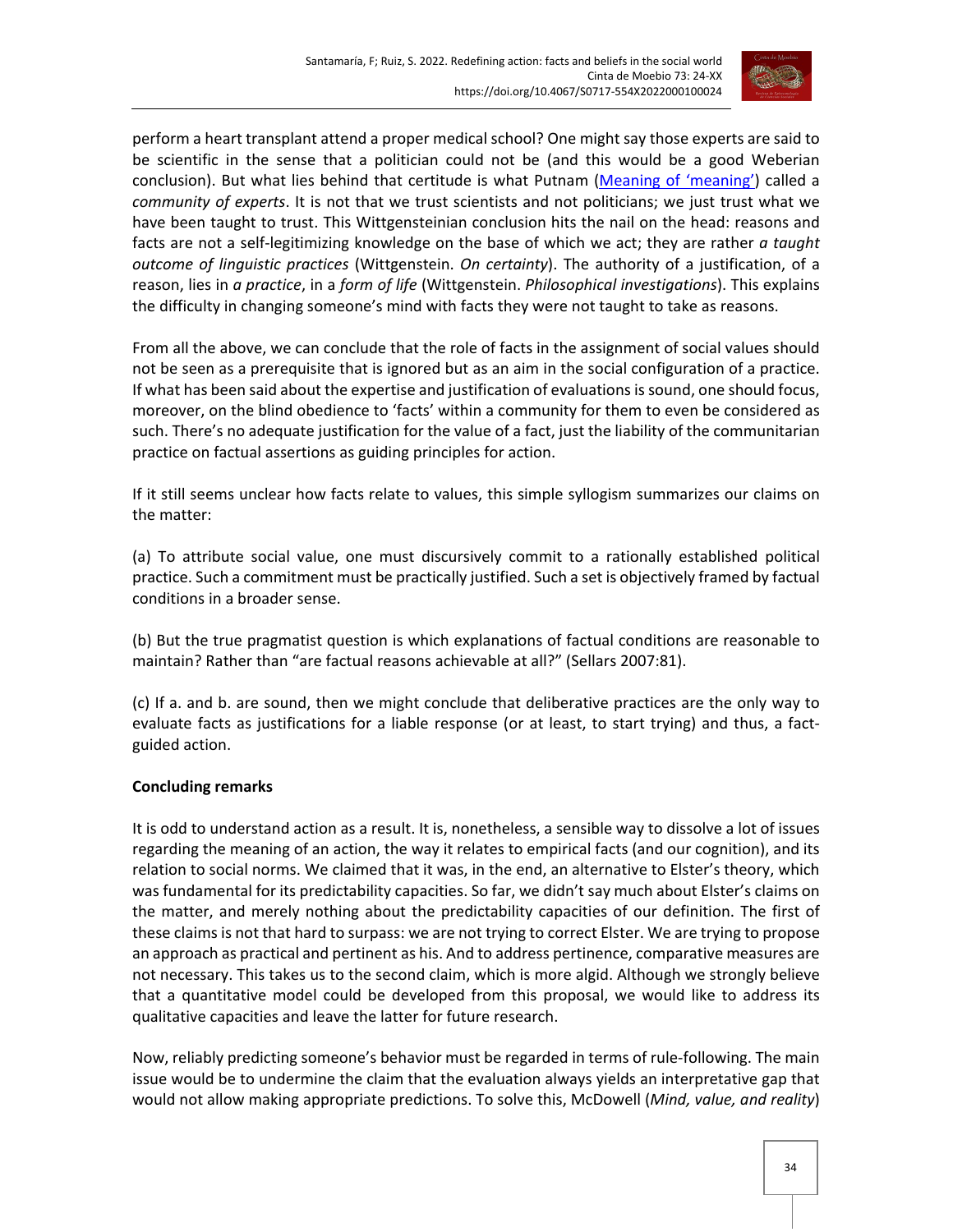perform a heart transplant attend a proper medical school? One might say those experts are said to be scientific in the sense that a politician could not be (and this would be a good Weberian conclusion). But what lies behind that certitude is what Putnam (Meaning of 'meaning') called a *community of experts*. It is not that we trust scientists and not politicians; we just trust what we have been taught to trust. This Wittgensteinian conclusion hits the nail on the head: reasons and facts are not a self-legitimizing knowledge on the base of which we act; they are rather *a taught outcome of linguistic practices* (Wittgenstein. *On certainty*). The authority of a justification, of a reason, lies in *a practice*, in a *form of life* (Wittgenstein. *Philosophical investigations*). This explains the difficulty in changing someone's mind with facts they were not taught to take as reasons.

From all the above, we can conclude that the role of facts in the assignment of social values should not be seen as a prerequisite that is ignored but as an aim in the social configuration of a practice. If what has been said about the expertise and justification of evaluations is sound, one should focus, moreover, on the blind obedience to 'facts' within a community for them to even be considered as such. There's no adequate justification for the value of a fact, just the liability of the communitarian practice on factual assertions as guiding principles for action.

If it still seems unclear how facts relate to values, this simple syllogism summarizes our claims on the matter:

(a) To attribute social value, one must discursively commit to a rationally established political practice. Such a commitment must be practically justified. Such a set is objectively framed by factual conditions in a broader sense.

(b) But the true pragmatist question is which explanations of factual conditions are reasonable to maintain? Rather than "are factual reasons achievable at all?" (Sellars 2007:81).

(c) If a. and b. are sound, then we might conclude that deliberative practices are the only way to evaluate facts as justifications for a liable response (or at least, to start trying) and thus, a fact-guided action.

**Concluding remarks**

It is odd to understand action as a result. It is, nonetheless, a sensible way to dissolve a lot of issues regarding the meaning of an action, the way it relates to empirical facts (and our cognition), and its relation to social norms. We claimed that it was, in the end, an alternative to Elster's theory, which was fundamental for its predictability capacities. So far, we didn't say much about Elster's claims on the matter, and merely nothing about the predictability capacities of our definition. The first of these claims is not that hard to surpass: we are not trying to correct Elster. We are trying to propose an approach as practical and pertinent as his. And to address pertinence, comparative measures are not necessary. This takes us to the second claim, which is more algid. Although we strongly believe that a quantitative model could be developed from this proposal, we would like to address its qualitative capacities and leave the latter for future research.

Now, reliably predicting someone's behavior must be regarded in terms of rule-following. The main issue would be to undermine the claim that the evaluation always yields an interpretative gap that would not allow making appropriate predictions. To solve this, McDowell (*Mind, value, and reality*)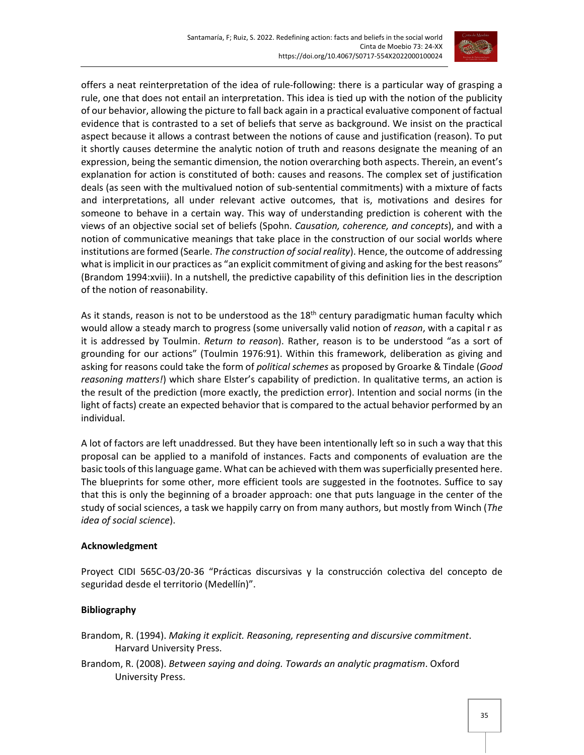offers a neat reinterpretation of the idea of rule-following: there is a particular way of grasping a rule, one that does not entail an interpretation. This idea is tied up with the notion of the publicity of our behavior, allowing the picture to fall back again in a practical evaluative component of factual evidence that is contrasted to a set of beliefs that serve as background. We insist on the practical aspect because it allows a contrast between the notions of cause and justification (reason). To put it shortly causes determine the analytic notion of truth and reasons designate the meaning of an expression, being the semantic dimension, the notion overarching both aspects. Therein, an event's explanation for action is constituted of both: causes and reasons. The complex set of justification deals (as seen with the multivalued notion of sub-sentential commitments) with a mixture of facts and interpretations, all under relevant active outcomes, that is, motivations and desires for someone to behave in a certain way. This way of understanding prediction is coherent with the views of an objective social set of beliefs (Spohn. *Causation, coherence, and concepts*), and with a notion of communicative meanings that take place in the construction of our social worlds where institutions are formed (Searle. *The construction of social reality*). Hence, the outcome of addressing what is implicit in our practices as "an explicit commitment of giving and asking for the best reasons" (Brandom 1994:xviii). In a nutshell, the predictive capability of this definition lies in the description of the notion of reasonability.

As it stands, reason is not to be understood as the 18th century paradigmatic human faculty which would allow a steady march to progress (some universally valid notion of *reason*, with a capital r as it is addressed by Toulmin. *Return to reason*). Rather, reason is to be understood "as a sort of grounding for our actions" (Toulmin 1976:91). Within this framework, deliberation as giving and asking for reasons could take the form of *political schemes* as proposed by Groarke & Tindale (*Good reasoning matters!*) which share Elster's capability of prediction. In qualitative terms, an action is the result of the prediction (more exactly, the prediction error). Intention and social norms (in the light of facts) create an expected behavior that is compared to the actual behavior performed by an individual.

A lot of factors are left unaddressed. But they have been intentionally left so in such a way that this proposal can be applied to a manifold of instances. Facts and components of evaluation are the basic tools of this language game. What can be achieved with them was superficially presented here. The blueprints for some other, more efficient tools are suggested in the footnotes. Suffice to say that this is only the beginning of a broader approach: one that puts language in the center of the study of social sciences, a task we happily carry on from many authors, but mostly from Winch (*The idea of social science*).

**Acknowledgment**

Proyect CIDI 565C-03/20-36 "Prácticas discursivas y la construcción colectiva del concepto de seguridad desde el territorio (Medellín)".

**Bibliography**

Brandom, R. (1994). *Making it explicit. Reasoning, representing and discursive commitment*. Harvard University Press.

Brandom, R. (2008). *Between saying and doing. Towards an analytic pragmatism*. Oxford University Press.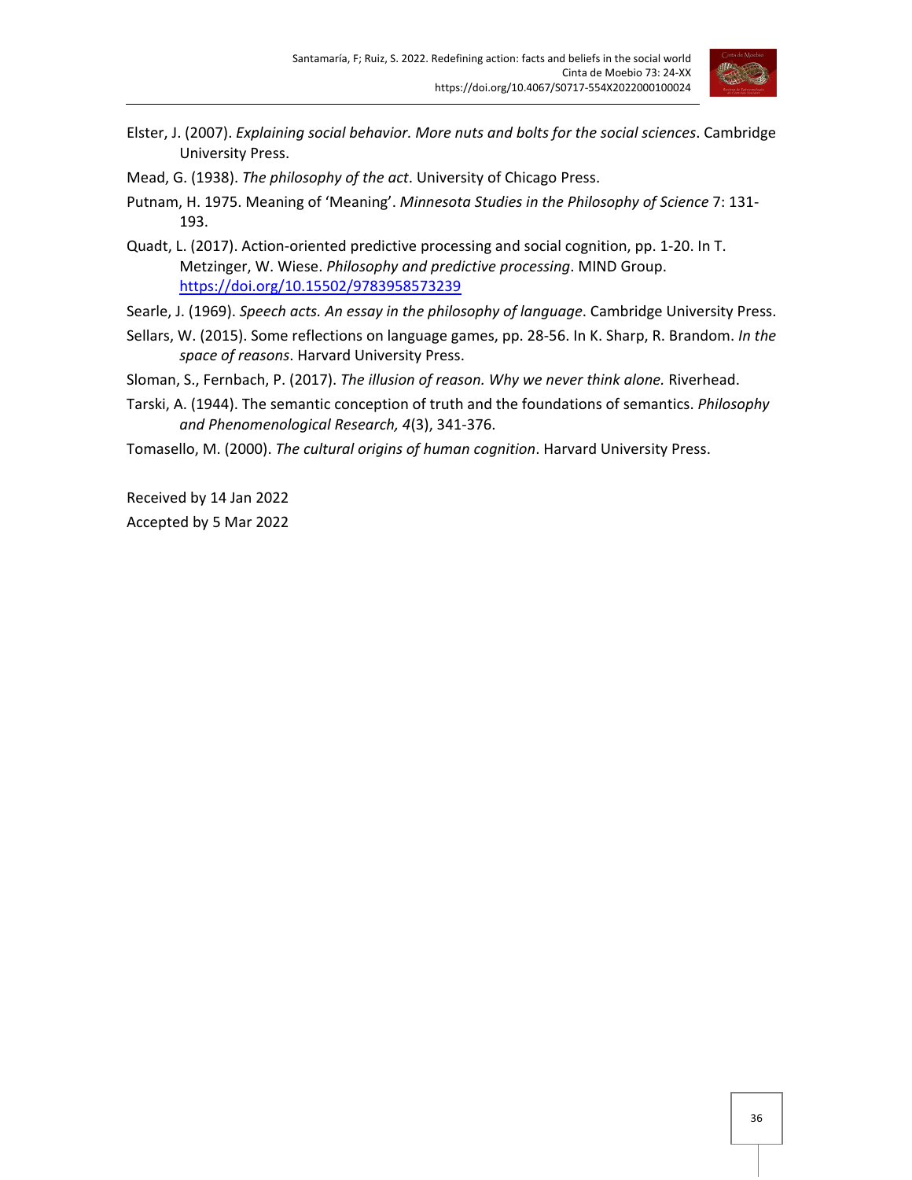Elster, J. (2007). *Explaining social behavior. More nuts and bolts for the social sciences*. Cambridge University Press.

Mead, G. (1938). *The philosophy of the act*. University of Chicago Press.

Putnam, H. 1975. Meaning of 'Meaning'. *Minnesota Studies in the Philosophy of Science* 7: 131-193.

Quadt, L. (2017). Action-oriented predictive processing and social cognition, pp. 1-20. In T. Metzinger, W. Wiese. *Philosophy and predictive processing*. MIND Group. https://doi.org/10.15502/9783958573239

Searle, J. (1969). *Speech acts. An essay in the philosophy of language*. Cambridge University Press.

Sellars, W. (2015). Some reflections on language games, pp. 28-56. In K. Sharp, R. Brandom. *In the space of reasons*. Harvard University Press.

Sloman, S., Fernbach, P. (2017). *The illusion of reason. Why we never think alone.* Riverhead.

Tarski, A. (1944). The semantic conception of truth and the foundations of semantics. *Philosophy and Phenomenological Research, 4*(3), 341-376.

Tomasello, M. (2000). *The cultural origins of human cognition*. Harvard University Press.

Received by 14 Jan 2022

Accepted by 5 Mar 2022